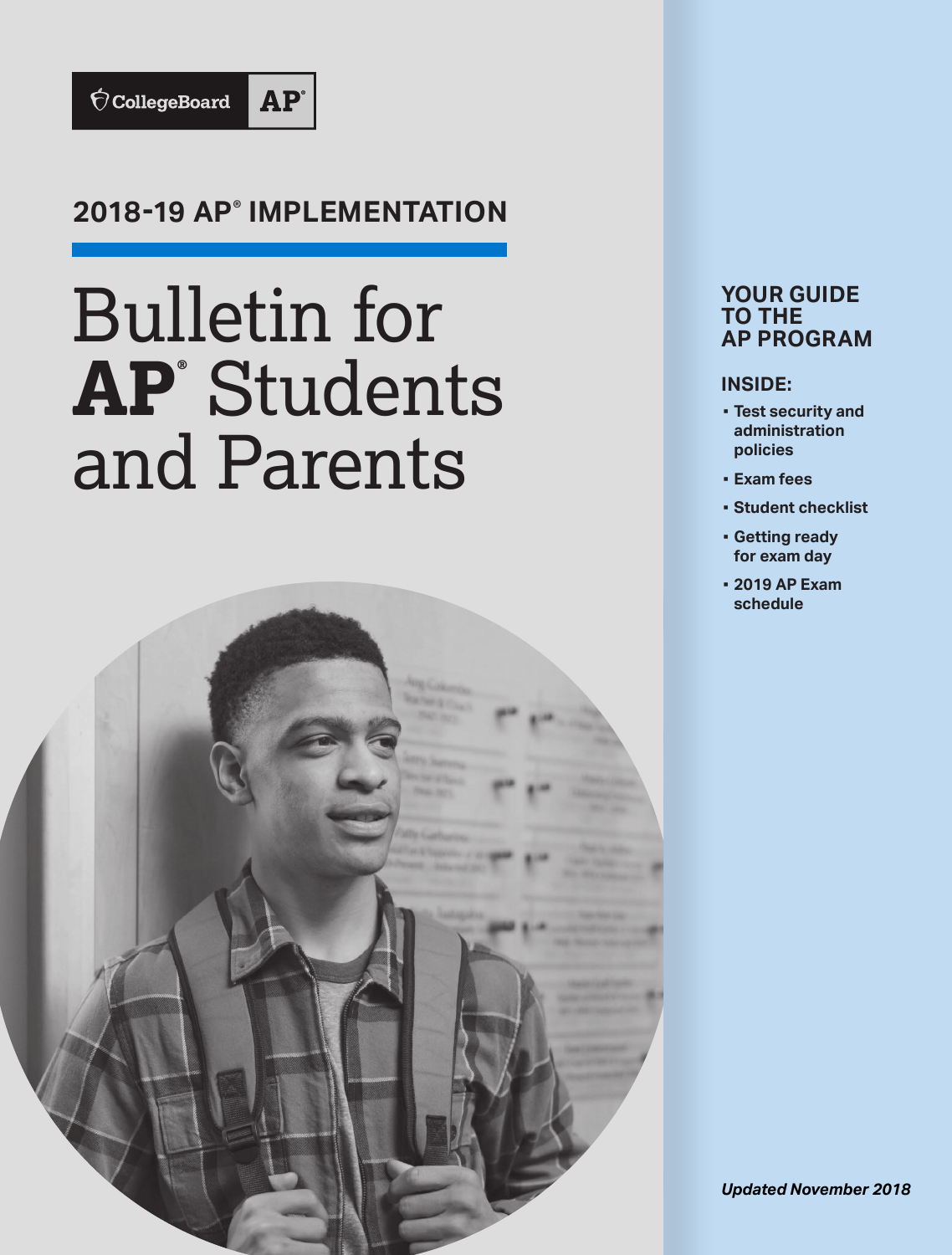CollegeBoard AP®

**2018-19 AP® IMPLEMENTATION**

# Bulletin for AP® Students and Parents

**YOUR GUIDE TO THE AP PROGRAM**

**INSIDE:**

- **Test security and administration policies**
- **Exam fees**
- **Student checklist**
- **Getting ready for exam day**
- **2019 AP Exam schedule**

***Updated November 2018***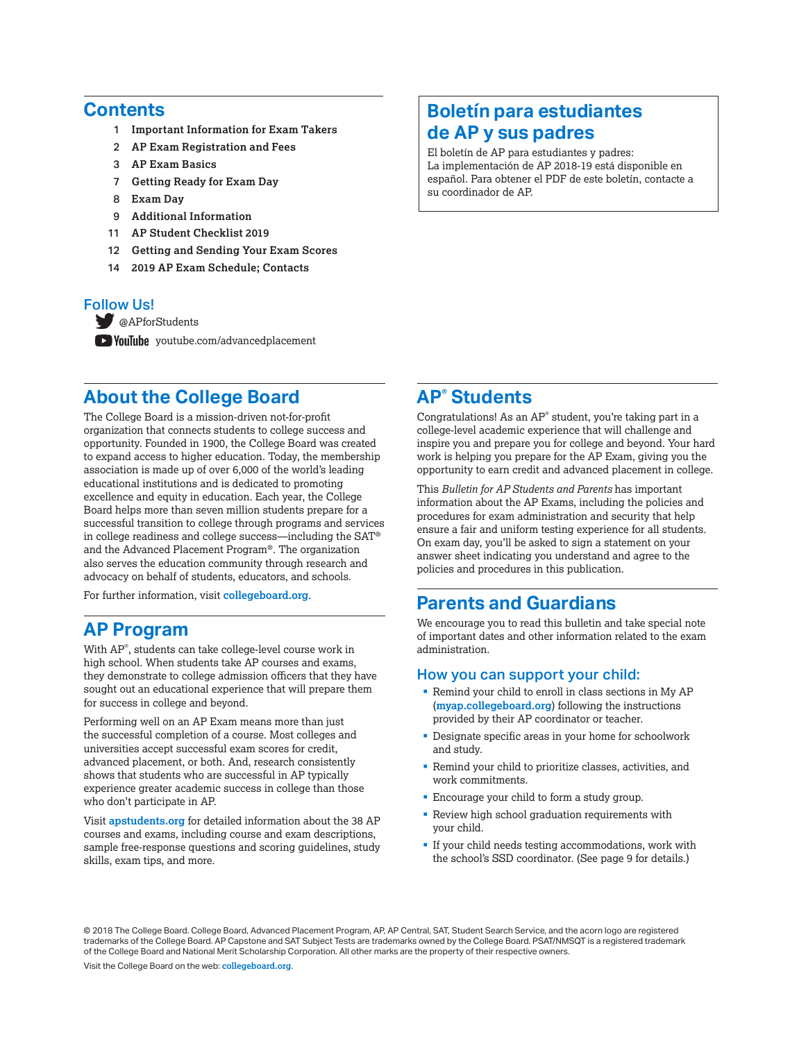## Contents

- 1 Important Information for Exam Takers
- 2 AP Exam Registration and Fees
- 3 AP Exam Basics
- 7 Getting Ready for Exam Day
- 8 Exam Day
- 9 Additional Information
- 11 AP Student Checklist 2019
- 12 Getting and Sending Your Exam Scores
- 14 2019 AP Exam Schedule; Contacts

### Follow Us!

@APforStudents

youtube.com/advancedplacement

## Boletín para estudiantes de AP y sus padres

El boletín de AP para estudiantes y padres: La implementación de AP 2018-19 está disponible en español. Para obtener el PDF de este boletín, contacte a su coordinador de AP.

## About the College Board

The College Board is a mission-driven not-for-profit organization that connects students to college success and opportunity. Founded in 1900, the College Board was created to expand access to higher education. Today, the membership association is made up of over 6,000 of the world's leading educational institutions and is dedicated to promoting excellence and equity in education. Each year, the College Board helps more than seven million students prepare for a successful transition to college through programs and services in college readiness and college success—including the SAT® and the Advanced Placement Program®. The organization also serves the education community through research and advocacy on behalf of students, educators, and schools.

For further information, visit **collegeboard.org**.

## AP Program

With AP®, students can take college-level course work in high school. When students take AP courses and exams, they demonstrate to college admission officers that they have sought out an educational experience that will prepare them for success in college and beyond.

Performing well on an AP Exam means more than just the successful completion of a course. Most colleges and universities accept successful exam scores for credit, advanced placement, or both. And, research consistently shows that students who are successful in AP typically experience greater academic success in college than those who don't participate in AP.

Visit **apstudents.org** for detailed information about the 38 AP courses and exams, including course and exam descriptions, sample free-response questions and scoring guidelines, study skills, exam tips, and more.

## AP® Students

Congratulations! As an AP® student, you're taking part in a college-level academic experience that will challenge and inspire you and prepare you for college and beyond. Your hard work is helping you prepare for the AP Exam, giving you the opportunity to earn credit and advanced placement in college.

This *Bulletin for AP Students and Parents* has important information about the AP Exams, including the policies and procedures for exam administration and security that help ensure a fair and uniform testing experience for all students. On exam day, you'll be asked to sign a statement on your answer sheet indicating you understand and agree to the policies and procedures in this publication.

## Parents and Guardians

We encourage you to read this bulletin and take special note of important dates and other information related to the exam administration.

### How you can support your child:

- Remind your child to enroll in class sections in My AP (**myap.collegeboard.org**) following the instructions provided by their AP coordinator or teacher.
- Designate specific areas in your home for schoolwork and study.
- Remind your child to prioritize classes, activities, and work commitments.
- Encourage your child to form a study group.
- Review high school graduation requirements with your child.
- If your child needs testing accommodations, work with the school's SSD coordinator. (See page 9 for details.)

© 2018 The College Board. College Board, Advanced Placement Program, AP, AP Central, SAT, Student Search Service, and the acorn logo are registered trademarks of the College Board. AP Capstone and SAT Subject Tests are trademarks owned by the College Board. PSAT/NMSQT is a registered trademark of the College Board and National Merit Scholarship Corporation. All other marks are the property of their respective owners.

Visit the College Board on the web: **collegeboard.org**.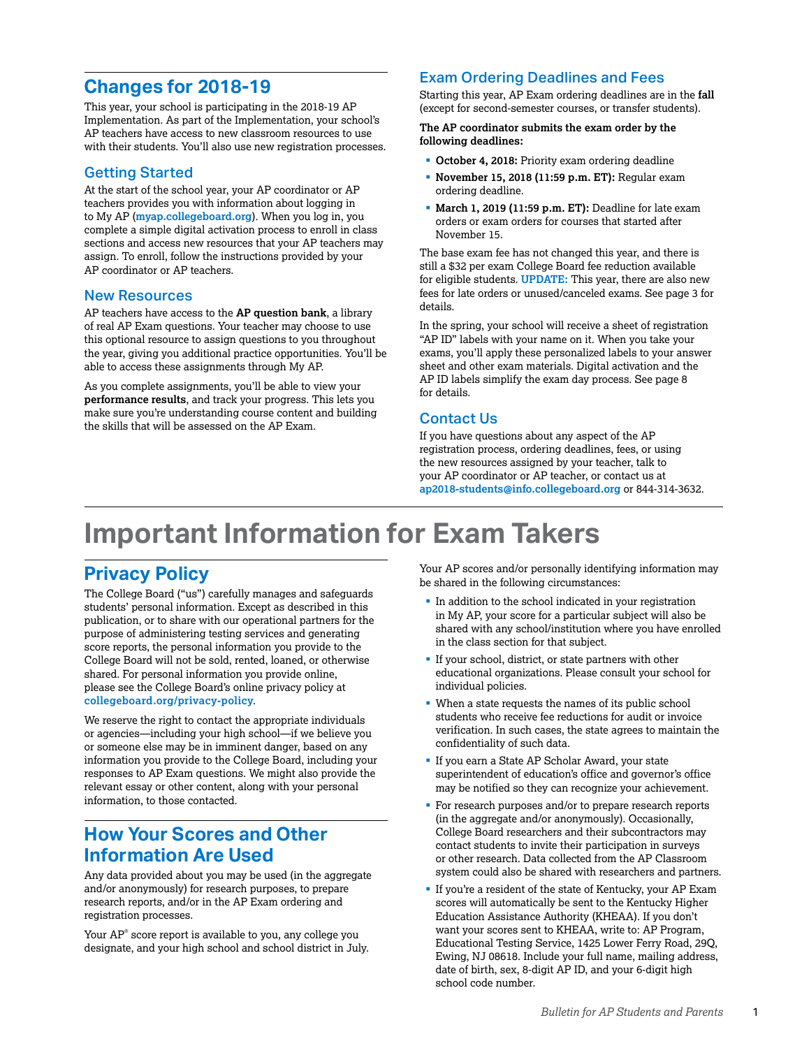## Changes for 2018-19

This year, your school is participating in the 2018-19 AP Implementation. As part of the Implementation, your school's AP teachers have access to new classroom resources to use with their students. You'll also use new registration processes.

### Getting Started

At the start of the school year, your AP coordinator or AP teachers provides you with information about logging in to My AP (**myap.collegeboard.org**). When you log in, you complete a simple digital activation process to enroll in class sections and access new resources that your AP teachers may assign. To enroll, follow the instructions provided by your AP coordinator or AP teachers.

### New Resources

AP teachers have access to the **AP question bank**, a library of real AP Exam questions. Your teacher may choose to use this optional resource to assign questions to you throughout the year, giving you additional practice opportunities. You'll be able to access these assignments through My AP.

As you complete assignments, you'll be able to view your **performance results**, and track your progress. This lets you make sure you're understanding course content and building the skills that will be assessed on the AP Exam.

### Exam Ordering Deadlines and Fees

Starting this year, AP Exam ordering deadlines are in the **fall** (except for second-semester courses, or transfer students).

**The AP coordinator submits the exam order by the following deadlines:**

- **October 4, 2018:** Priority exam ordering deadline
- **November 15, 2018 (11:59 p.m. ET):** Regular exam ordering deadline.
- **March 1, 2019 (11:59 p.m. ET):** Deadline for late exam orders or exam orders for courses that started after November 15.

The base exam fee has not changed this year, and there is still a $32 per exam College Board fee reduction available for eligible students. **UPDATE:** This year, there are also new fees for late orders or unused/canceled exams. See page 3 for details.

In the spring, your school will receive a sheet of registration "AP ID" labels with your name on it. When you take your exams, you'll apply these personalized labels to your answer sheet and other exam materials. Digital activation and the AP ID labels simplify the exam day process. See page 8 for details.

### Contact Us

If you have questions about any aspect of the AP registration process, ordering deadlines, fees, or using the new resources assigned by your teacher, talk to your AP coordinator or AP teacher, or contact us at **ap2018-students@info.collegeboard.org** or 844-314-3632.

# Important Information for Exam Takers

## Privacy Policy

The College Board ("us") carefully manages and safeguards students' personal information. Except as described in this publication, or to share with our operational partners for the purpose of administering testing services and generating score reports, the personal information you provide to the College Board will not be sold, rented, loaned, or otherwise shared. For personal information you provide online, please see the College Board's online privacy policy at **collegeboard.org/privacy-policy**.

We reserve the right to contact the appropriate individuals or agencies—including your high school—if we believe you or someone else may be in imminent danger, based on any information you provide to the College Board, including your responses to AP Exam questions. We might also provide the relevant essay or other content, along with your personal information, to those contacted.

## How Your Scores and Other Information Are Used

Any data provided about you may be used (in the aggregate and/or anonymously) for research purposes, to prepare research reports, and/or in the AP Exam ordering and registration processes.

Your AP® score report is available to you, any college you designate, and your high school and school district in July.

Your AP scores and/or personally identifying information may be shared in the following circumstances:

- In addition to the school indicated in your registration in My AP, your score for a particular subject will also be shared with any school/institution where you have enrolled in the class section for that subject.
- If your school, district, or state partners with other educational organizations. Please consult your school for individual policies.
- When a state requests the names of its public school students who receive fee reductions for audit or invoice verification. In such cases, the state agrees to maintain the confidentiality of such data.
- If you earn a State AP Scholar Award, your state superintendent of education's office and governor's office may be notified so they can recognize your achievement.
- For research purposes and/or to prepare research reports (in the aggregate and/or anonymously). Occasionally, College Board researchers and their subcontractors may contact students to invite their participation in surveys or other research. Data collected from the AP Classroom system could also be shared with researchers and partners.
- If you're a resident of the state of Kentucky, your AP Exam scores will automatically be sent to the Kentucky Higher Education Assistance Authority (KHEAA). If you don't want your scores sent to KHEAA, write to: AP Program, Educational Testing Service, 1425 Lower Ferry Road, 29Q, Ewing, NJ 08618. Include your full name, mailing address, date of birth, sex, 8-digit AP ID, and your 6-digit high school code number.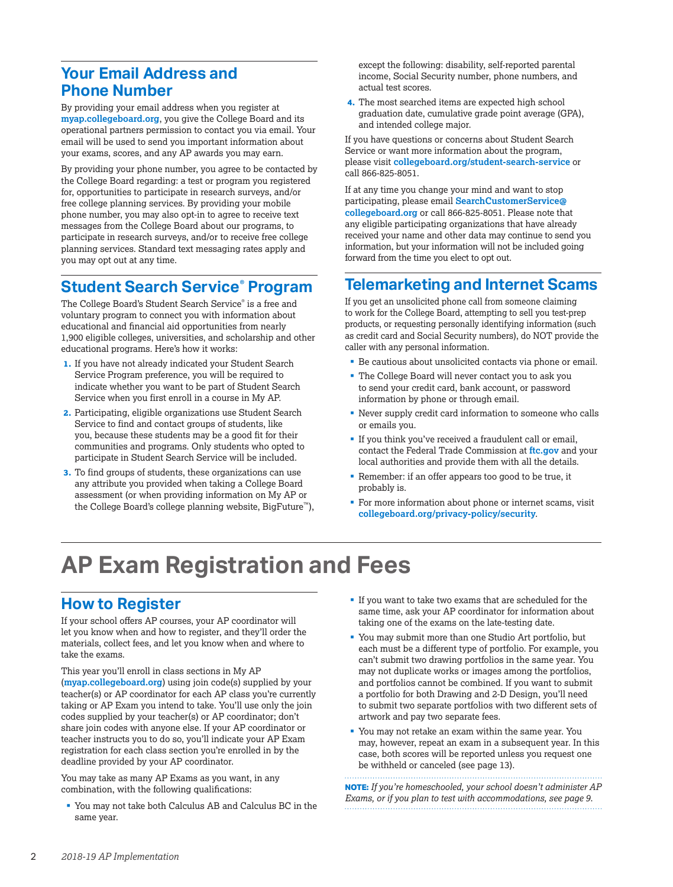## Your Email Address and Phone Number

By providing your email address when you register at **myap.collegeboard.org**, you give the College Board and its operational partners permission to contact you via email. Your email will be used to send you important information about your exams, scores, and any AP awards you may earn.

By providing your phone number, you agree to be contacted by the College Board regarding: a test or program you registered for, opportunities to participate in research surveys, and/or free college planning services. By providing your mobile phone number, you may also opt-in to agree to receive text messages from the College Board about our programs, to participate in research surveys, and/or to receive free college planning services. Standard text messaging rates apply and you may opt out at any time.

## Student Search Service® Program

The College Board's Student Search Service® is a free and voluntary program to connect you with information about educational and financial aid opportunities from nearly 1,900 eligible colleges, universities, and scholarship and other educational programs. Here's how it works:

1. If you have not already indicated your Student Search Service Program preference, you will be required to indicate whether you want to be part of Student Search Service when you first enroll in a course in My AP.
2. Participating, eligible organizations use Student Search Service to find and contact groups of students, like you, because these students may be a good fit for their communities and programs. Only students who opted to participate in Student Search Service will be included.
3. To find groups of students, these organizations can use any attribute you provided when taking a College Board assessment (or when providing information on My AP or the College Board's college planning website, BigFuture™), except the following: disability, self-reported parental income, Social Security number, phone numbers, and actual test scores.
4. The most searched items are expected high school graduation date, cumulative grade point average (GPA), and intended college major.

If you have questions or concerns about Student Search Service or want more information about the program, please visit **collegeboard.org/student-search-service** or call 866-825-8051.

If at any time you change your mind and want to stop participating, please email **SearchCustomerService@collegeboard.org** or call 866-825-8051. Please note that any eligible participating organizations that have already received your name and other data may continue to send you information, but your information will not be included going forward from the time you elect to opt out.

## Telemarketing and Internet Scams

If you get an unsolicited phone call from someone claiming to work for the College Board, attempting to sell you test-prep products, or requesting personally identifying information (such as credit card and Social Security numbers), do NOT provide the caller with any personal information.

- Be cautious about unsolicited contacts via phone or email.
- The College Board will never contact you to ask you to send your credit card, bank account, or password information by phone or through email.
- Never supply credit card information to someone who calls or emails you.
- If you think you've received a fraudulent call or email, contact the Federal Trade Commission at **ftc.gov** and your local authorities and provide them with all the details.
- Remember: if an offer appears too good to be true, it probably is.
- For more information about phone or internet scams, visit **collegeboard.org/privacy-policy/security**.

# AP Exam Registration and Fees

## How to Register

If your school offers AP courses, your AP coordinator will let you know when and how to register, and they'll order the materials, collect fees, and let you know when and where to take the exams.

This year you'll enroll in class sections in My AP (**myap.collegeboard.org**) using join code(s) supplied by your teacher(s) or AP coordinator for each AP class you're currently taking or AP Exam you intend to take. You'll use only the join codes supplied by your teacher(s) or AP coordinator; don't share join codes with anyone else. If your AP coordinator or teacher instructs you to do so, you'll indicate your AP Exam registration for each class section you're enrolled in by the deadline provided by your AP coordinator.

You may take as many AP Exams as you want, in any combination, with the following qualifications:

- You may not take both Calculus AB and Calculus BC in the same year.
- If you want to take two exams that are scheduled for the same time, ask your AP coordinator for information about taking one of the exams on the late-testing date.
- You may submit more than one Studio Art portfolio, but each must be a different type of portfolio. For example, you can't submit two drawing portfolios in the same year. You may not duplicate works or images among the portfolios, and portfolios cannot be combined. If you want to submit a portfolio for both Drawing and 2-D Design, you'll need to submit two separate portfolios with two different sets of artwork and pay two separate fees.
- You may not retake an exam within the same year. You may, however, repeat an exam in a subsequent year. In this case, both scores will be reported unless you request one be withheld or canceled (see page 13).

**NOTE:** *If you're homeschooled, your school doesn't administer AP Exams, or if you plan to test with accommodations, see page 9.*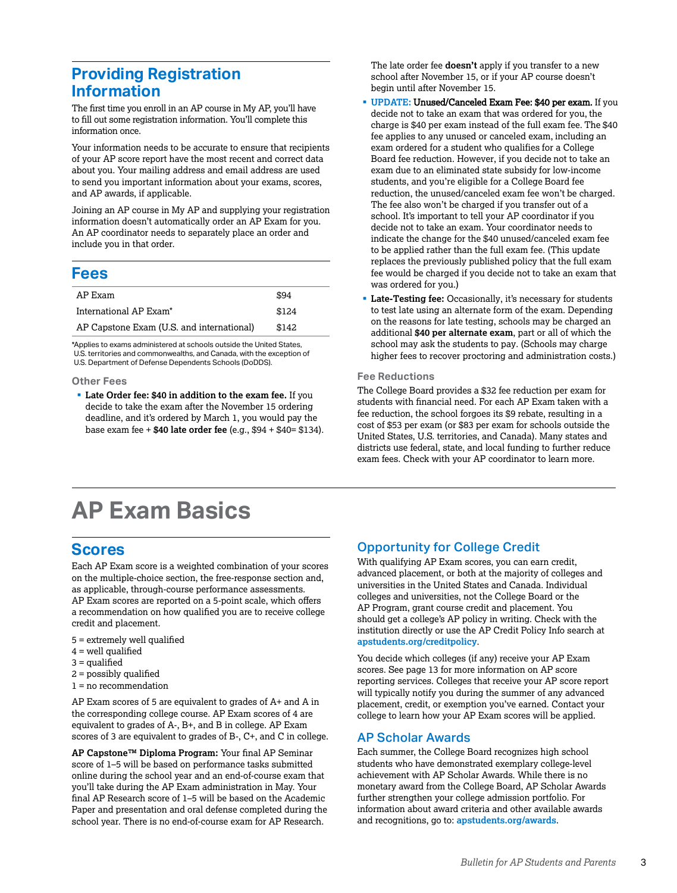## Providing Registration Information

The first time you enroll in an AP course in My AP, you'll have to fill out some registration information. You'll complete this information once.

Your information needs to be accurate to ensure that recipients of your AP score report have the most recent and correct data about you. Your mailing address and email address are used to send you important information about your exams, scores, and AP awards, if applicable.

Joining an AP course in My AP and supplying your registration information doesn't automatically order an AP Exam for you. An AP coordinator needs to separately place an order and include you in that order.

## Fees

| | |
|---|---|
| AP Exam | $94 |
| International AP Exam* | $124 |
| AP Capstone Exam (U.S. and international) | $142 |

*Applies to exams administered at schools outside the United States, U.S. territories and commonwealths, and Canada, with the exception of U.S. Department of Defense Dependents Schools (DoDDS).

### Other Fees

- **Late Order fee: $40 in addition to the exam fee.** If you decide to take the exam after the November 15 ordering deadline, and it's ordered by March 1, you would pay the base exam fee + **$40 late order fee** (e.g., $94 + $40= $134).

  The late order fee **doesn't** apply if you transfer to a new school after November 15, or if your AP course doesn't begin until after November 15.
- **UPDATE: Unused/Canceled Exam Fee: $40 per exam.** If you decide not to take an exam that was ordered for you, the charge is $40 per exam instead of the full exam fee. The $40 fee applies to any unused or canceled exam, including an exam ordered for a student who qualifies for a College Board fee reduction. However, if you decide not to take an exam due to an eliminated state subsidy for low-income students, and you're eligible for a College Board fee reduction, the unused/canceled exam fee won't be charged. The fee also won't be charged if you transfer out of a school. It's important to tell your AP coordinator if you decide not to take an exam. Your coordinator needs to indicate the change for the $40 unused/canceled exam fee to be applied rather than the full exam fee. (This update replaces the previously published policy that the full exam fee would be charged if you decide not to take an exam that was ordered for you.)
- **Late-Testing fee:** Occasionally, it's necessary for students to test late using an alternate form of the exam. Depending on the reasons for late testing, schools may be charged an additional **$40 per alternate exam**, part or all of which the school may ask the students to pay. (Schools may charge higher fees to recover proctoring and administration costs.)

### Fee Reductions

The College Board provides a $32 fee reduction per exam for students with financial need. For each AP Exam taken with a fee reduction, the school forgoes its $9 rebate, resulting in a cost of $53 per exam (or $83 per exam for schools outside the United States, U.S. territories, and Canada). Many states and districts use federal, state, and local funding to further reduce exam fees. Check with your AP coordinator to learn more.

# AP Exam Basics

## Scores

Each AP Exam score is a weighted combination of your scores on the multiple-choice section, the free-response section and, as applicable, through-course performance assessments. AP Exam scores are reported on a 5-point scale, which offers a recommendation on how qualified you are to receive college credit and placement.

5 = extremely well qualified
4 = well qualified
3 = qualified
2 = possibly qualified
1 = no recommendation

AP Exam scores of 5 are equivalent to grades of A+ and A in the corresponding college course. AP Exam scores of 4 are equivalent to grades of A-, B+, and B in college. AP Exam scores of 3 are equivalent to grades of B-, C+, and C in college.

**AP Capstone™ Diploma Program:** Your final AP Seminar score of 1–5 will be based on performance tasks submitted online during the school year and an end-of-course exam that you'll take during the AP Exam administration in May. Your final AP Research score of 1–5 will be based on the Academic Paper and presentation and oral defense completed during the school year. There is no end-of-course exam for AP Research.

### Opportunity for College Credit

With qualifying AP Exam scores, you can earn credit, advanced placement, or both at the majority of colleges and universities in the United States and Canada. Individual colleges and universities, not the College Board or the AP Program, grant course credit and placement. You should get a college's AP policy in writing. Check with the institution directly or use the AP Credit Policy Info search at **apstudents.org/creditpolicy**.

You decide which colleges (if any) receive your AP Exam scores. See page 13 for more information on AP score reporting services. Colleges that receive your AP score report will typically notify you during the summer of any advanced placement, credit, or exemption you've earned. Contact your college to learn how your AP Exam scores will be applied.

### AP Scholar Awards

Each summer, the College Board recognizes high school students who have demonstrated exemplary college-level achievement with AP Scholar Awards. While there is no monetary award from the College Board, AP Scholar Awards further strengthen your college admission portfolio. For information about award criteria and other available awards and recognitions, go to: **apstudents.org/awards**.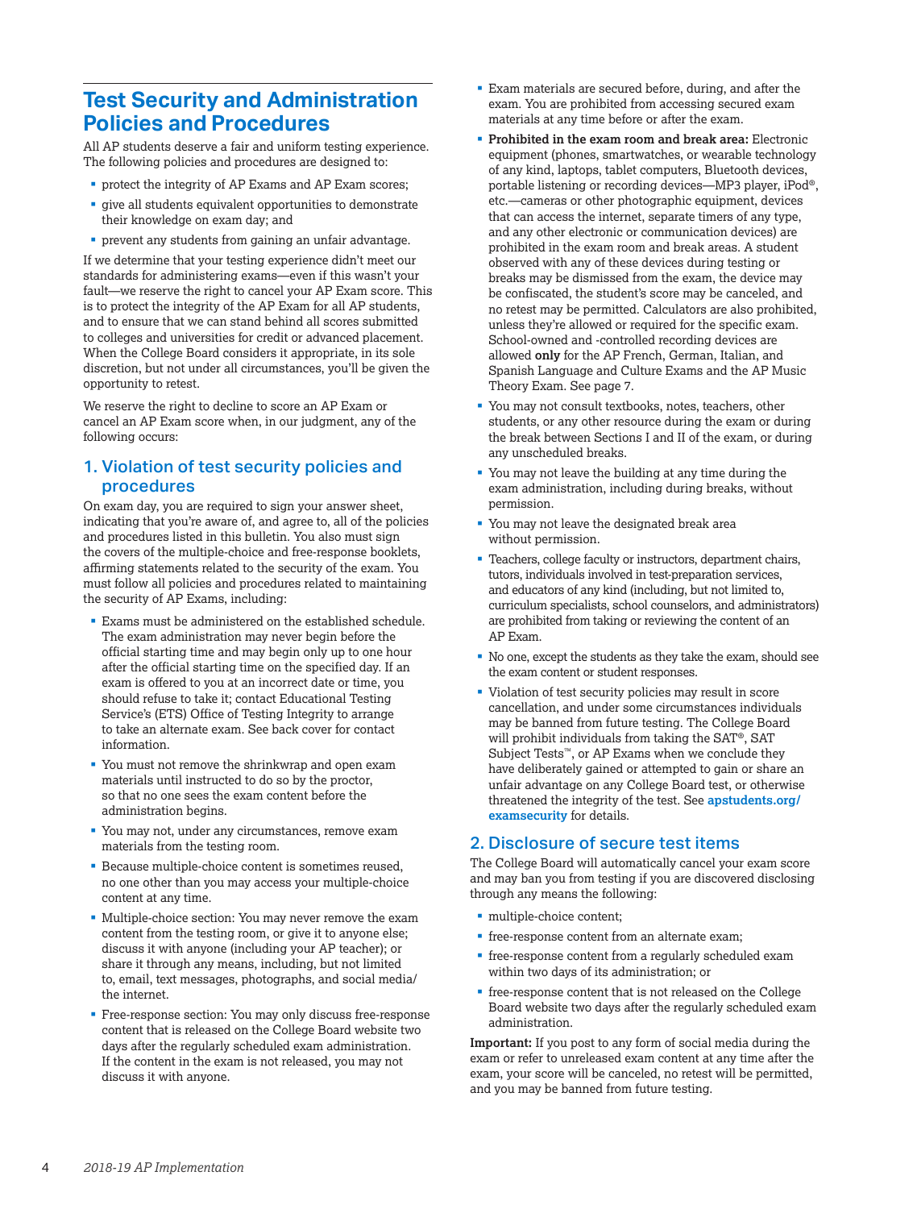# Test Security and Administration Policies and Procedures

All AP students deserve a fair and uniform testing experience. The following policies and procedures are designed to:

- protect the integrity of AP Exams and AP Exam scores;
- give all students equivalent opportunities to demonstrate their knowledge on exam day; and
- prevent any students from gaining an unfair advantage.

If we determine that your testing experience didn't meet our standards for administering exams—even if this wasn't your fault—we reserve the right to cancel your AP Exam score. This is to protect the integrity of the AP Exam for all AP students, and to ensure that we can stand behind all scores submitted to colleges and universities for credit or advanced placement. When the College Board considers it appropriate, in its sole discretion, but not under all circumstances, you'll be given the opportunity to retest.

We reserve the right to decline to score an AP Exam or cancel an AP Exam score when, in our judgment, any of the following occurs:

## 1. Violation of test security policies and procedures

On exam day, you are required to sign your answer sheet, indicating that you're aware of, and agree to, all of the policies and procedures listed in this bulletin. You also must sign the covers of the multiple-choice and free-response booklets, affirming statements related to the security of the exam. You must follow all policies and procedures related to maintaining the security of AP Exams, including:

- Exams must be administered on the established schedule. The exam administration may never begin before the official starting time and may begin only up to one hour after the official starting time on the specified day. If an exam is offered to you at an incorrect date or time, you should refuse to take it; contact Educational Testing Service's (ETS) Office of Testing Integrity to arrange to take an alternate exam. See back cover for contact information.
- You must not remove the shrinkwrap and open exam materials until instructed to do so by the proctor, so that no one sees the exam content before the administration begins.
- You may not, under any circumstances, remove exam materials from the testing room.
- Because multiple-choice content is sometimes reused, no one other than you may access your multiple-choice content at any time.
- Multiple-choice section: You may never remove the exam content from the testing room, or give it to anyone else; discuss it with anyone (including your AP teacher); or share it through any means, including, but not limited to, email, text messages, photographs, and social media/the internet.
- Free-response section: You may only discuss free-response content that is released on the College Board website two days after the regularly scheduled exam administration. If the content in the exam is not released, you may not discuss it with anyone.
- Exam materials are secured before, during, and after the exam. You are prohibited from accessing secured exam materials at any time before or after the exam.
- **Prohibited in the exam room and break area:** Electronic equipment (phones, smartwatches, or wearable technology of any kind, laptops, tablet computers, Bluetooth devices, portable listening or recording devices—MP3 player, iPod®, etc.—cameras or other photographic equipment, devices that can access the internet, separate timers of any type, and any other electronic or communication devices) are prohibited in the exam room and break areas. A student observed with any of these devices during testing or breaks may be dismissed from the exam, the device may be confiscated, the student's score may be canceled, and no retest may be permitted. Calculators are also prohibited, unless they're allowed or required for the specific exam. School-owned and -controlled recording devices are allowed **only** for the AP French, German, Italian, and Spanish Language and Culture Exams and the AP Music Theory Exam. See page 7.
- You may not consult textbooks, notes, teachers, other students, or any other resource during the exam or during the break between Sections I and II of the exam, or during any unscheduled breaks.
- You may not leave the building at any time during the exam administration, including during breaks, without permission.
- You may not leave the designated break area without permission.
- Teachers, college faculty or instructors, department chairs, tutors, individuals involved in test-preparation services, and educators of any kind (including, but not limited to, curriculum specialists, school counselors, and administrators) are prohibited from taking or reviewing the content of an AP Exam.
- No one, except the students as they take the exam, should see the exam content or student responses.
- Violation of test security policies may result in score cancellation, and under some circumstances individuals may be banned from future testing. The College Board will prohibit individuals from taking the SAT®, SAT Subject Tests™, or AP Exams when we conclude they have deliberately gained or attempted to gain or share an unfair advantage on any College Board test, or otherwise threatened the integrity of the test. See **apstudents.org/examsecurity** for details.

## 2. Disclosure of secure test items

The College Board will automatically cancel your exam score and may ban you from testing if you are discovered disclosing through any means the following:

- multiple-choice content;
- free-response content from an alternate exam;
- free-response content from a regularly scheduled exam within two days of its administration; or
- free-response content that is not released on the College Board website two days after the regularly scheduled exam administration.

**Important:** If you post to any form of social media during the exam or refer to unreleased exam content at any time after the exam, your score will be canceled, no retest will be permitted, and you may be banned from future testing.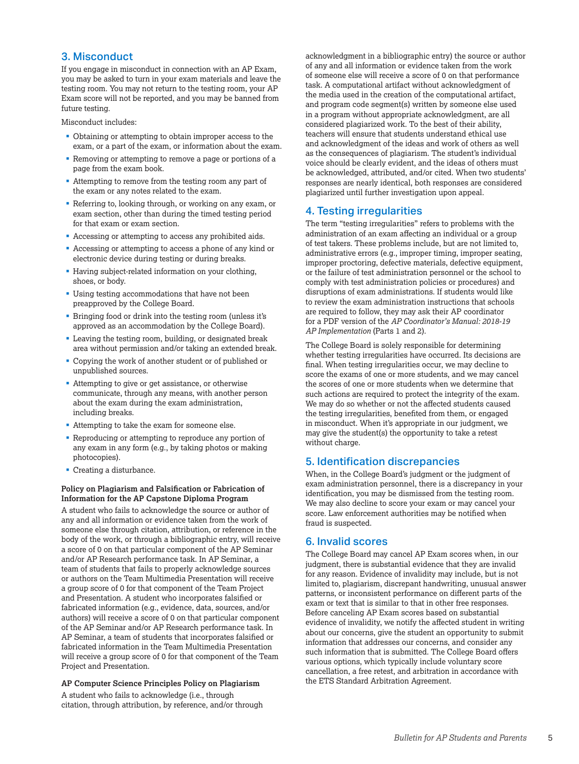## 3. Misconduct

If you engage in misconduct in connection with an AP Exam, you may be asked to turn in your exam materials and leave the testing room. You may not return to the testing room, your AP Exam score will not be reported, and you may be banned from future testing.

Misconduct includes:

- Obtaining or attempting to obtain improper access to the exam, or a part of the exam, or information about the exam.
- Removing or attempting to remove a page or portions of a page from the exam book.
- Attempting to remove from the testing room any part of the exam or any notes related to the exam.
- Referring to, looking through, or working on any exam, or exam section, other than during the timed testing period for that exam or exam section.
- Accessing or attempting to access any prohibited aids.
- Accessing or attempting to access a phone of any kind or electronic device during testing or during breaks.
- Having subject-related information on your clothing, shoes, or body.
- Using testing accommodations that have not been preapproved by the College Board.
- Bringing food or drink into the testing room (unless it's approved as an accommodation by the College Board).
- Leaving the testing room, building, or designated break area without permission and/or taking an extended break.
- Copying the work of another student or of published or unpublished sources.
- Attempting to give or get assistance, or otherwise communicate, through any means, with another person about the exam during the exam administration, including breaks.
- Attempting to take the exam for someone else.
- Reproducing or attempting to reproduce any portion of any exam in any form (e.g., by taking photos or making photocopies).
- Creating a disturbance.

**Policy on Plagiarism and Falsification or Fabrication of Information for the AP Capstone Diploma Program**

A student who fails to acknowledge the source or author of any and all information or evidence taken from the work of someone else through citation, attribution, or reference in the body of the work, or through a bibliographic entry, will receive a score of 0 on that particular component of the AP Seminar and/or AP Research performance task. In AP Seminar, a team of students that fails to properly acknowledge sources or authors on the Team Multimedia Presentation will receive a group score of 0 for that component of the Team Project and Presentation. A student who incorporates falsified or fabricated information (e.g., evidence, data, sources, and/or authors) will receive a score of 0 on that particular component of the AP Seminar and/or AP Research performance task. In AP Seminar, a team of students that incorporates falsified or fabricated information in the Team Multimedia Presentation will receive a group score of 0 for that component of the Team Project and Presentation.

**AP Computer Science Principles Policy on Plagiarism**

A student who fails to acknowledge (i.e., through citation, through attribution, by reference, and/or through acknowledgment in a bibliographic entry) the source or author of any and all information or evidence taken from the work of someone else will receive a score of 0 on that performance task. A computational artifact without acknowledgment of the media used in the creation of the computational artifact, and program code segment(s) written by someone else used in a program without appropriate acknowledgment, are all considered plagiarized work. To the best of their ability, teachers will ensure that students understand ethical use and acknowledgment of the ideas and work of others as well as the consequences of plagiarism. The student's individual voice should be clearly evident, and the ideas of others must be acknowledged, attributed, and/or cited. When two students' responses are nearly identical, both responses are considered plagiarized until further investigation upon appeal.

## 4. Testing irregularities

The term "testing irregularities" refers to problems with the administration of an exam affecting an individual or a group of test takers. These problems include, but are not limited to, administrative errors (e.g., improper timing, improper seating, improper proctoring, defective materials, defective equipment, or the failure of test administration personnel or the school to comply with test administration policies or procedures) and disruptions of exam administrations. If students would like to review the exam administration instructions that schools are required to follow, they may ask their AP coordinator for a PDF version of the *AP Coordinator's Manual: 2018-19 AP Implementation* (Parts 1 and 2).

The College Board is solely responsible for determining whether testing irregularities have occurred. Its decisions are final. When testing irregularities occur, we may decline to score the exams of one or more students, and we may cancel the scores of one or more students when we determine that such actions are required to protect the integrity of the exam. We may do so whether or not the affected students caused the testing irregularities, benefited from them, or engaged in misconduct. When it's appropriate in our judgment, we may give the student(s) the opportunity to take a retest without charge.

## 5. Identification discrepancies

When, in the College Board's judgment or the judgment of exam administration personnel, there is a discrepancy in your identification, you may be dismissed from the testing room. We may also decline to score your exam or may cancel your score. Law enforcement authorities may be notified when fraud is suspected.

## 6. Invalid scores

The College Board may cancel AP Exam scores when, in our judgment, there is substantial evidence that they are invalid for any reason. Evidence of invalidity may include, but is not limited to, plagiarism, discrepant handwriting, unusual answer patterns, or inconsistent performance on different parts of the exam or text that is similar to that in other free responses. Before canceling AP Exam scores based on substantial evidence of invalidity, we notify the affected student in writing about our concerns, give the student an opportunity to submit information that addresses our concerns, and consider any such information that is submitted. The College Board offers various options, which typically include voluntary score cancellation, a free retest, and arbitration in accordance with the ETS Standard Arbitration Agreement.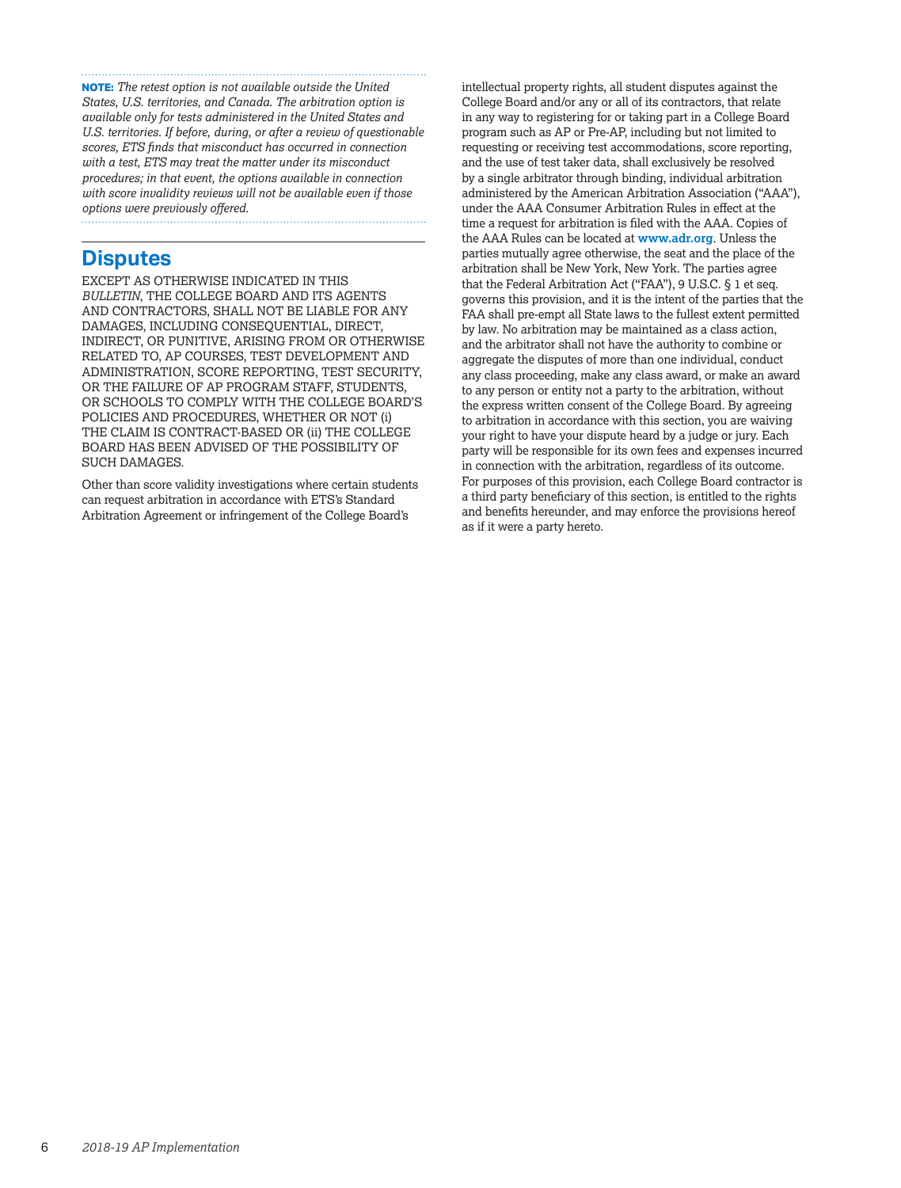**NOTE:** *The retest option is not available outside the United States, U.S. territories, and Canada. The arbitration option is available only for tests administered in the United States and U.S. territories. If before, during, or after a review of questionable scores, ETS finds that misconduct has occurred in connection with a test, ETS may treat the matter under its misconduct procedures; in that event, the options available in connection with score invalidity reviews will not be available even if those options were previously offered.*

## Disputes

EXCEPT AS OTHERWISE INDICATED IN THIS *BULLETIN*, THE COLLEGE BOARD AND ITS AGENTS AND CONTRACTORS, SHALL NOT BE LIABLE FOR ANY DAMAGES, INCLUDING CONSEQUENTIAL, DIRECT, INDIRECT, OR PUNITIVE, ARISING FROM OR OTHERWISE RELATED TO, AP COURSES, TEST DEVELOPMENT AND ADMINISTRATION, SCORE REPORTING, TEST SECURITY, OR THE FAILURE OF AP PROGRAM STAFF, STUDENTS, OR SCHOOLS TO COMPLY WITH THE COLLEGE BOARD'S POLICIES AND PROCEDURES, WHETHER OR NOT (i) THE CLAIM IS CONTRACT-BASED OR (ii) THE COLLEGE BOARD HAS BEEN ADVISED OF THE POSSIBILITY OF SUCH DAMAGES.

Other than score validity investigations where certain students can request arbitration in accordance with ETS's Standard Arbitration Agreement or infringement of the College Board's intellectual property rights, all student disputes against the College Board and/or any or all of its contractors, that relate in any way to registering for or taking part in a College Board program such as AP or Pre-AP, including but not limited to requesting or receiving test accommodations, score reporting, and the use of test taker data, shall exclusively be resolved by a single arbitrator through binding, individual arbitration administered by the American Arbitration Association ("AAA"), under the AAA Consumer Arbitration Rules in effect at the time a request for arbitration is filed with the AAA. Copies of the AAA Rules can be located at **www.adr.org**. Unless the parties mutually agree otherwise, the seat and the place of the arbitration shall be New York, New York. The parties agree that the Federal Arbitration Act ("FAA"), 9 U.S.C. § 1 et seq. governs this provision, and it is the intent of the parties that the FAA shall pre-empt all State laws to the fullest extent permitted by law. No arbitration may be maintained as a class action, and the arbitrator shall not have the authority to combine or aggregate the disputes of more than one individual, conduct any class proceeding, make any class award, or make an award to any person or entity not a party to the arbitration, without the express written consent of the College Board. By agreeing to arbitration in accordance with this section, you are waiving your right to have your dispute heard by a judge or jury. Each party will be responsible for its own fees and expenses incurred in connection with the arbitration, regardless of its outcome. For purposes of this provision, each College Board contractor is a third party beneficiary of this section, is entitled to the rights and benefits hereunder, and may enforce the provisions hereof as if it were a party hereto.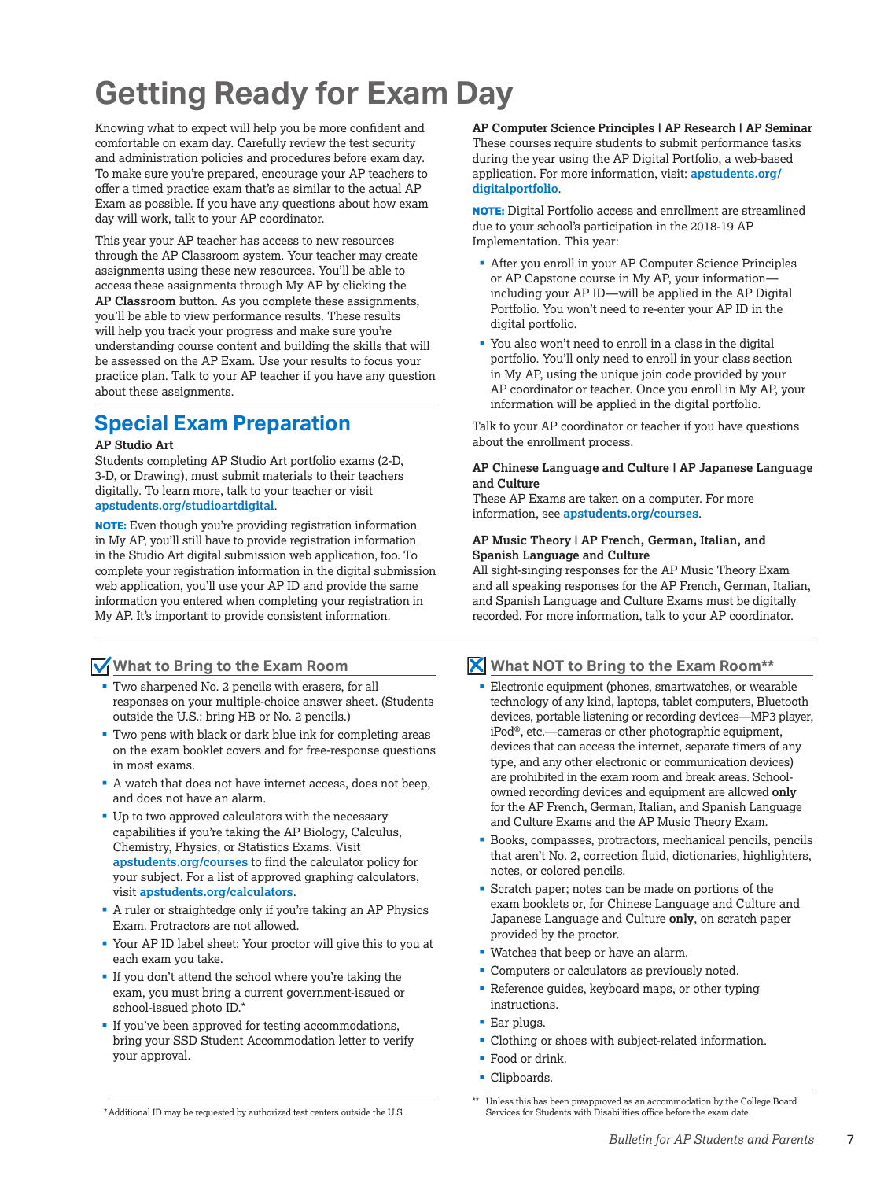# Getting Ready for Exam Day

Knowing what to expect will help you be more confident and comfortable on exam day. Carefully review the test security and administration policies and procedures before exam day. To make sure you're prepared, encourage your AP teachers to offer a timed practice exam that's as similar to the actual AP Exam as possible. If you have any questions about how exam day will work, talk to your AP coordinator.

This year your AP teacher has access to new resources through the AP Classroom system. Your teacher may create assignments using these new resources. You'll be able to access these assignments through My AP by clicking the **AP Classroom** button. As you complete these assignments, you'll be able to view performance results. These results will help you track your progress and make sure you're understanding course content and building the skills that will be assessed on the AP Exam. Use your results to focus your practice plan. Talk to your AP teacher if you have any question about these assignments.

## Special Exam Preparation

**AP Studio Art**

Students completing AP Studio Art portfolio exams (2-D, 3-D, or Drawing), must submit materials to their teachers digitally. To learn more, talk to your teacher or visit **apstudents.org/studioartdigital**.

**NOTE:** Even though you're providing registration information in My AP, you'll still have to provide registration information in the Studio Art digital submission web application, too. To complete your registration information in the digital submission web application, you'll use your AP ID and provide the same information you entered when completing your registration in My AP. It's important to provide consistent information.

**AP Computer Science Principles | AP Research | AP Seminar**

These courses require students to submit performance tasks during the year using the AP Digital Portfolio, a web-based application. For more information, visit: **apstudents.org/digitalportfolio**.

**NOTE:** Digital Portfolio access and enrollment are streamlined due to your school's participation in the 2018-19 AP Implementation. This year:

- After you enroll in your AP Computer Science Principles or AP Capstone course in My AP, your information—including your AP ID—will be applied in the AP Digital Portfolio. You won't need to re-enter your AP ID in the digital portfolio.
- You also won't need to enroll in a class in the digital portfolio. You'll only need to enroll in your class section in My AP, using the unique join code provided by your AP coordinator or teacher. Once you enroll in My AP, your information will be applied in the digital portfolio.

Talk to your AP coordinator or teacher if you have questions about the enrollment process.

**AP Chinese Language and Culture | AP Japanese Language and Culture**

These AP Exams are taken on a computer. For more information, see **apstudents.org/courses**.

**AP Music Theory | AP French, German, Italian, and Spanish Language and Culture**

All sight-singing responses for the AP Music Theory Exam and all speaking responses for the AP French, German, Italian, and Spanish Language and Culture Exams must be digitally recorded. For more information, talk to your AP coordinator.

### What to Bring to the Exam Room

- Two sharpened No. 2 pencils with erasers, for all responses on your multiple-choice answer sheet. (Students outside the U.S.: bring HB or No. 2 pencils.)
- Two pens with black or dark blue ink for completing areas on the exam booklet covers and for free-response questions in most exams.
- A watch that does not have internet access, does not beep, and does not have an alarm.
- Up to two approved calculators with the necessary capabilities if you're taking the AP Biology, Calculus, Chemistry, Physics, or Statistics Exams. Visit **apstudents.org/courses** to find the calculator policy for your subject. For a list of approved graphing calculators, visit **apstudents.org/calculators**.
- A ruler or straightedge only if you're taking an AP Physics Exam. Protractors are not allowed.
- Your AP ID label sheet: Your proctor will give this to you at each exam you take.
- If you don't attend the school where you're taking the exam, you must bring a current government-issued or school-issued photo ID.*
- If you've been approved for testing accommodations, bring your SSD Student Accommodation letter to verify your approval.

\* Additional ID may be requested by authorized test centers outside the U.S.

### What NOT to Bring to the Exam Room**

- Electronic equipment (phones, smartwatches, or wearable technology of any kind, laptops, tablet computers, Bluetooth devices, portable listening or recording devices—MP3 player, iPod®, etc.—cameras or other photographic equipment, devices that can access the internet, separate timers of any type, and any other electronic or communication devices) are prohibited in the exam room and break areas. School-owned recording devices and equipment are allowed **only** for the AP French, German, Italian, and Spanish Language and Culture Exams and the AP Music Theory Exam.
- Books, compasses, protractors, mechanical pencils, pencils that aren't No. 2, correction fluid, dictionaries, highlighters, notes, or colored pencils.
- Scratch paper; notes can be made on portions of the exam booklets or, for Chinese Language and Culture and Japanese Language and Culture **only**, on scratch paper provided by the proctor.
- Watches that beep or have an alarm.
- Computers or calculators as previously noted.
- Reference guides, keyboard maps, or other typing instructions.
- Ear plugs.
- Clothing or shoes with subject-related information.
- Food or drink.
- Clipboards.

\*\* Unless this has been preapproved as an accommodation by the College Board Services for Students with Disabilities office before the exam date.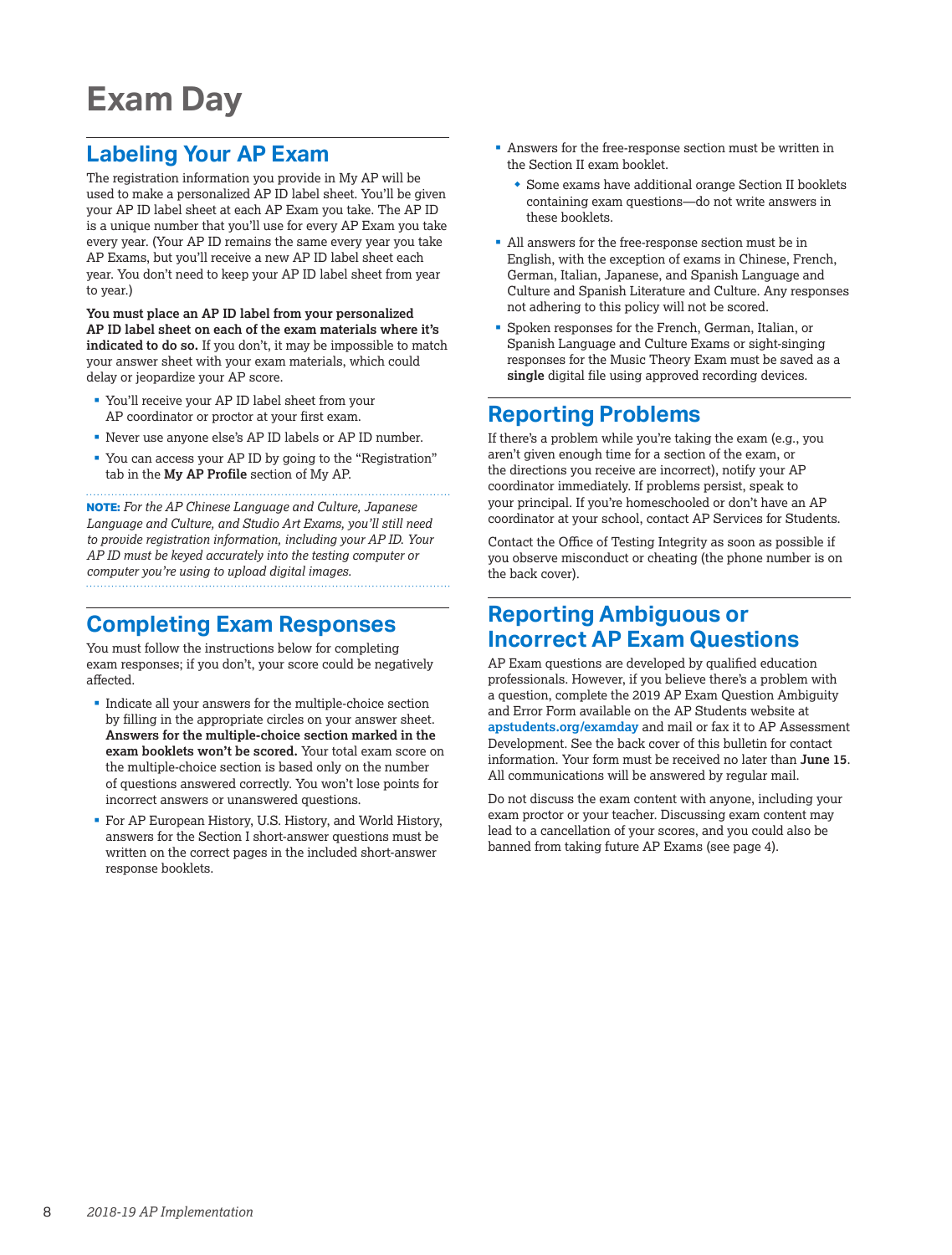# Exam Day

## Labeling Your AP Exam

The registration information you provide in My AP will be used to make a personalized AP ID label sheet. You'll be given your AP ID label sheet at each AP Exam you take. The AP ID is a unique number that you'll use for every AP Exam you take every year. (Your AP ID remains the same every year you take AP Exams, but you'll receive a new AP ID label sheet each year. You don't need to keep your AP ID label sheet from year to year.)

**You must place an AP ID label from your personalized AP ID label sheet on each of the exam materials where it's indicated to do so.** If you don't, it may be impossible to match your answer sheet with your exam materials, which could delay or jeopardize your AP score.

- You'll receive your AP ID label sheet from your AP coordinator or proctor at your first exam.
- Never use anyone else's AP ID labels or AP ID number.
- You can access your AP ID by going to the "Registration" tab in the **My AP Profile** section of My AP.

**NOTE:** *For the AP Chinese Language and Culture, Japanese Language and Culture, and Studio Art Exams, you'll still need to provide registration information, including your AP ID. Your AP ID must be keyed accurately into the testing computer or computer you're using to upload digital images.*

## Completing Exam Responses

You must follow the instructions below for completing exam responses; if you don't, your score could be negatively affected.

- Indicate all your answers for the multiple-choice section by filling in the appropriate circles on your answer sheet. **Answers for the multiple-choice section marked in the exam booklets won't be scored.** Your total exam score on the multiple-choice section is based only on the number of questions answered correctly. You won't lose points for incorrect answers or unanswered questions.
- For AP European History, U.S. History, and World History, answers for the Section I short-answer questions must be written on the correct pages in the included short-answer response booklets.
- Answers for the free-response section must be written in the Section II exam booklet.
  - Some exams have additional orange Section II booklets containing exam questions—do not write answers in these booklets.
- All answers for the free-response section must be in English, with the exception of exams in Chinese, French, German, Italian, Japanese, and Spanish Language and Culture and Spanish Literature and Culture. Any responses not adhering to this policy will not be scored.
- Spoken responses for the French, German, Italian, or Spanish Language and Culture Exams or sight-singing responses for the Music Theory Exam must be saved as a **single** digital file using approved recording devices.

## Reporting Problems

If there's a problem while you're taking the exam (e.g., you aren't given enough time for a section of the exam, or the directions you receive are incorrect), notify your AP coordinator immediately. If problems persist, speak to your principal. If you're homeschooled or don't have an AP coordinator at your school, contact AP Services for Students.

Contact the Office of Testing Integrity as soon as possible if you observe misconduct or cheating (the phone number is on the back cover).

## Reporting Ambiguous or Incorrect AP Exam Questions

AP Exam questions are developed by qualified education professionals. However, if you believe there's a problem with a question, complete the 2019 AP Exam Question Ambiguity and Error Form available on the AP Students website at **apstudents.org/examday** and mail or fax it to AP Assessment Development. See the back cover of this bulletin for contact information. Your form must be received no later than **June 15**. All communications will be answered by regular mail.

Do not discuss the exam content with anyone, including your exam proctor or your teacher. Discussing exam content may lead to a cancellation of your scores, and you could also be banned from taking future AP Exams (see page 4).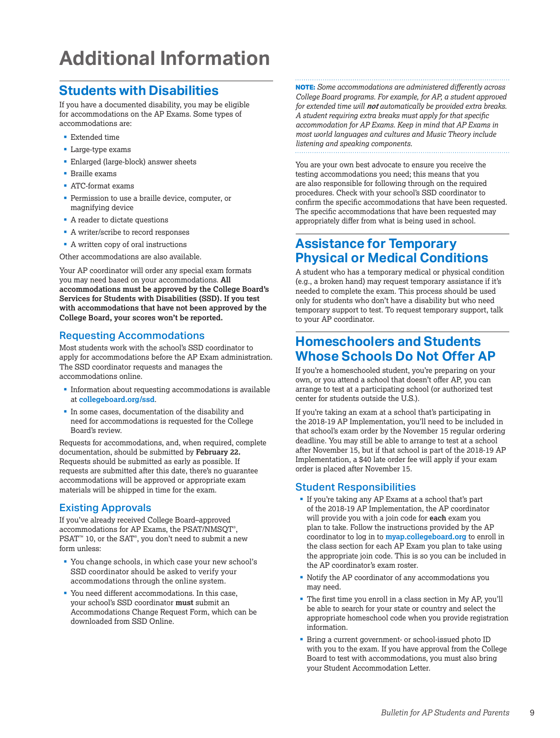# Additional Information

## Students with Disabilities

If you have a documented disability, you may be eligible for accommodations on the AP Exams. Some types of accommodations are:

- Extended time
- Large-type exams
- Enlarged (large-block) answer sheets
- Braille exams
- ATC-format exams
- Permission to use a braille device, computer, or magnifying device
- A reader to dictate questions
- A writer/scribe to record responses
- A written copy of oral instructions

Other accommodations are also available.

Your AP coordinator will order any special exam formats you may need based on your accommodations. **All accommodations must be approved by the College Board's Services for Students with Disabilities (SSD). If you test with accommodations that have not been approved by the College Board, your scores won't be reported.**

### Requesting Accommodations

Most students work with the school's SSD coordinator to apply for accommodations before the AP Exam administration. The SSD coordinator requests and manages the accommodations online.

- Information about requesting accommodations is available at **collegeboard.org/ssd**.
- In some cases, documentation of the disability and need for accommodations is requested for the College Board's review.

Requests for accommodations, and, when required, complete documentation, should be submitted by **February 22.** Requests should be submitted as early as possible. If requests are submitted after this date, there's no guarantee accommodations will be approved or appropriate exam materials will be shipped in time for the exam.

### Existing Approvals

If you've already received College Board–approved accommodations for AP Exams, the PSAT/NMSQT®, PSAT™ 10, or the SAT®, you don't need to submit a new form unless:

- You change schools, in which case your new school's SSD coordinator should be asked to verify your accommodations through the online system.
- You need different accommodations. In this case, your school's SSD coordinator **must** submit an Accommodations Change Request Form, which can be downloaded from SSD Online.

**NOTE:** *Some accommodations are administered differently across College Board programs. For example, for AP, a student approved for extended time will **not** automatically be provided extra breaks. A student requiring extra breaks must apply for that specific accommodation for AP Exams. Keep in mind that AP Exams in most world languages and cultures and Music Theory include listening and speaking components.*

You are your own best advocate to ensure you receive the testing accommodations you need; this means that you are also responsible for following through on the required procedures. Check with your school's SSD coordinator to confirm the specific accommodations that have been requested. The specific accommodations that have been requested may appropriately differ from what is being used in school.

## Assistance for Temporary Physical or Medical Conditions

A student who has a temporary medical or physical condition (e.g., a broken hand) may request temporary assistance if it's needed to complete the exam. This process should be used only for students who don't have a disability but who need temporary support to test. To request temporary support, talk to your AP coordinator.

## Homeschoolers and Students Whose Schools Do Not Offer AP

If you're a homeschooled student, you're preparing on your own, or you attend a school that doesn't offer AP, you can arrange to test at a participating school (or authorized test center for students outside the U.S.).

If you're taking an exam at a school that's participating in the 2018-19 AP Implementation, you'll need to be included in that school's exam order by the November 15 regular ordering deadline. You may still be able to arrange to test at a school after November 15, but if that school is part of the 2018-19 AP Implementation, a $40 late order fee will apply if your exam order is placed after November 15.

### Student Responsibilities

- If you're taking any AP Exams at a school that's part of the 2018-19 AP Implementation, the AP coordinator will provide you with a join code for **each** exam you plan to take. Follow the instructions provided by the AP coordinator to log in to **myap.collegeboard.org** to enroll in the class section for each AP Exam you plan to take using the appropriate join code. This is so you can be included in the AP coordinator's exam roster.
- Notify the AP coordinator of any accommodations you may need.
- The first time you enroll in a class section in My AP, you'll be able to search for your state or country and select the appropriate homeschool code when you provide registration information.
- Bring a current government- or school-issued photo ID with you to the exam. If you have approval from the College Board to test with accommodations, you must also bring your Student Accommodation Letter.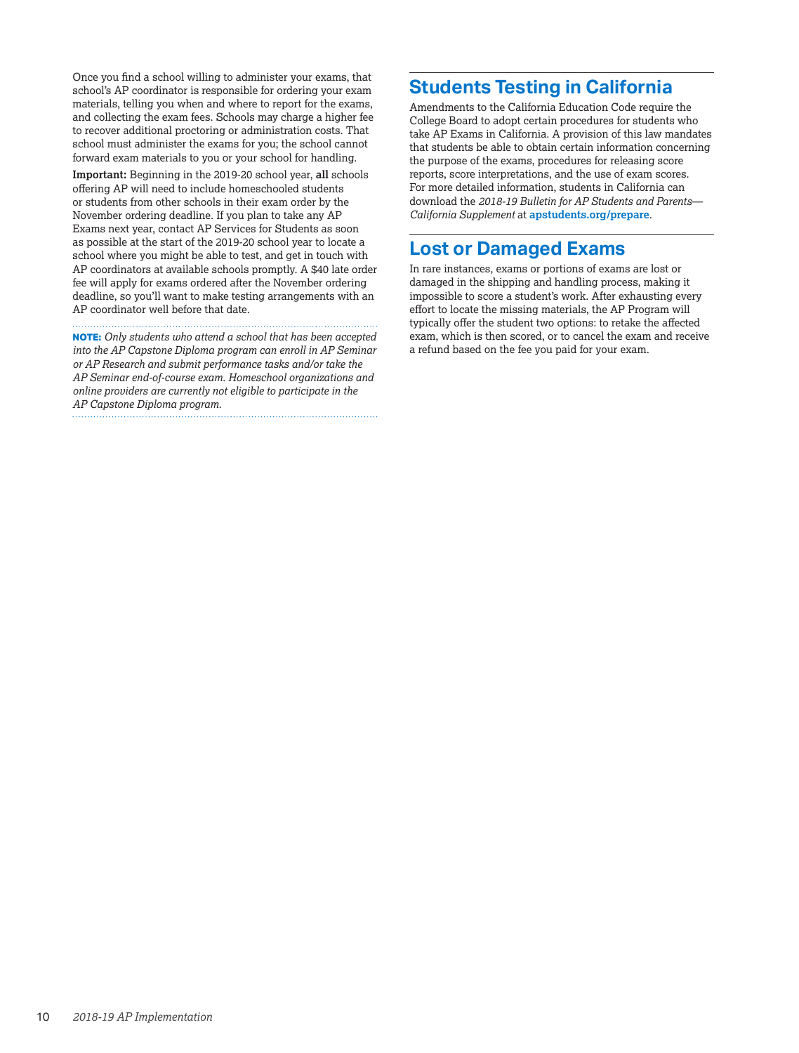Once you find a school willing to administer your exams, that school's AP coordinator is responsible for ordering your exam materials, telling you when and where to report for the exams, and collecting the exam fees. Schools may charge a higher fee to recover additional proctoring or administration costs. That school must administer the exams for you; the school cannot forward exam materials to you or your school for handling.

**Important:** Beginning in the 2019-20 school year, **all** schools offering AP will need to include homeschooled students or students from other schools in their exam order by the November ordering deadline. If you plan to take any AP Exams next year, contact AP Services for Students as soon as possible at the start of the 2019-20 school year to locate a school where you might be able to test, and get in touch with AP coordinators at available schools promptly. A $40 late order fee will apply for exams ordered after the November ordering deadline, so you'll want to make testing arrangements with an AP coordinator well before that date.

**NOTE:** *Only students who attend a school that has been accepted into the AP Capstone Diploma program can enroll in AP Seminar or AP Research and submit performance tasks and/or take the AP Seminar end-of-course exam. Homeschool organizations and online providers are currently not eligible to participate in the AP Capstone Diploma program.*

## Students Testing in California

Amendments to the California Education Code require the College Board to adopt certain procedures for students who take AP Exams in California. A provision of this law mandates that students be able to obtain certain information concerning the purpose of the exams, procedures for releasing score reports, score interpretations, and the use of exam scores. For more detailed information, students in California can download the *2018-19 Bulletin for AP Students and Parents—California Supplement* at **apstudents.org/prepare**.

## Lost or Damaged Exams

In rare instances, exams or portions of exams are lost or damaged in the shipping and handling process, making it impossible to score a student's work. After exhausting every effort to locate the missing materials, the AP Program will typically offer the student two options: to retake the affected exam, which is then scored, or to cancel the exam and receive a refund based on the fee you paid for your exam.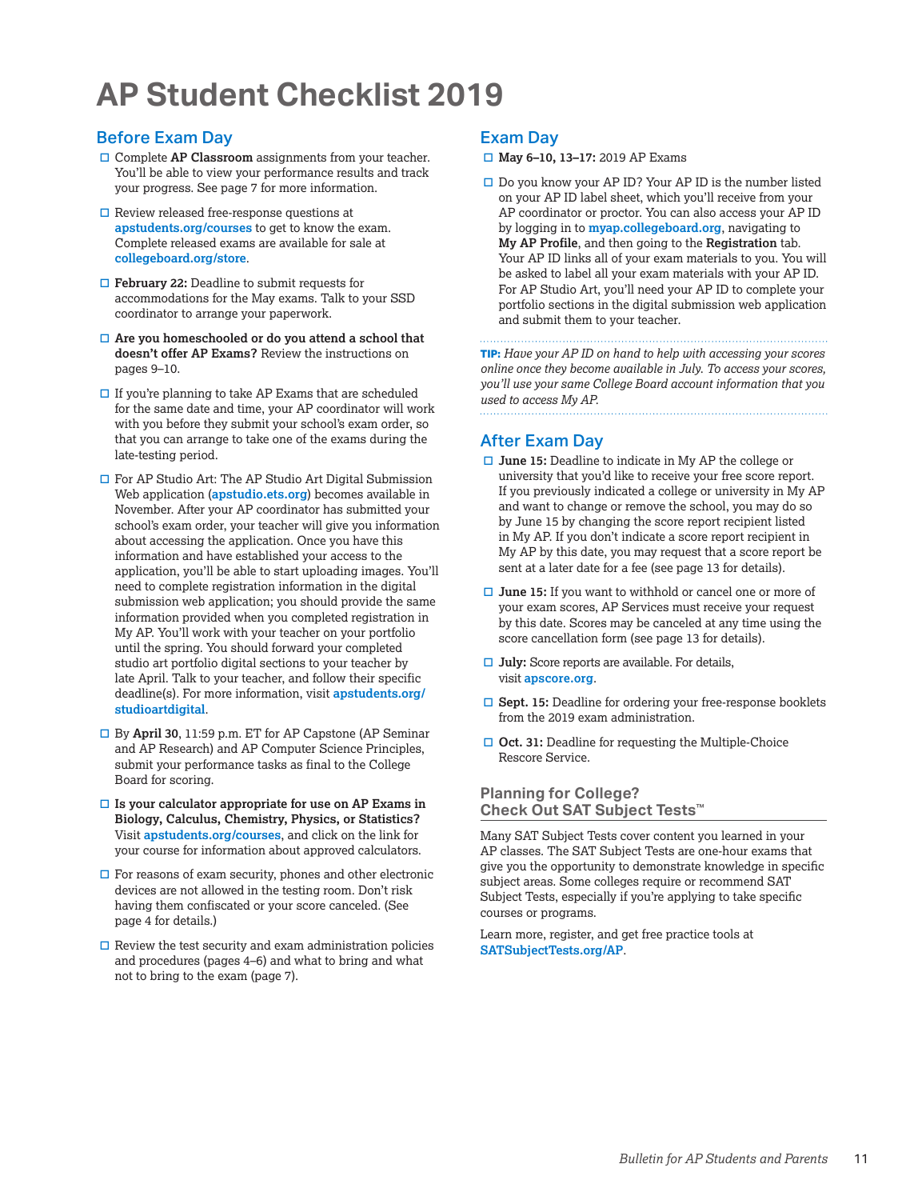# AP Student Checklist 2019

## Before Exam Day

- ☐ Complete **AP Classroom** assignments from your teacher. You'll be able to view your performance results and track your progress. See page 7 for more information.
- ☐ Review released free-response questions at **apstudents.org/courses** to get to know the exam. Complete released exams are available for sale at **collegeboard.org/store**.
- ☐ **February 22:** Deadline to submit requests for accommodations for the May exams. Talk to your SSD coordinator to arrange your paperwork.
- ☐ **Are you homeschooled or do you attend a school that doesn't offer AP Exams?** Review the instructions on pages 9–10.
- ☐ If you're planning to take AP Exams that are scheduled for the same date and time, your AP coordinator will work with you before they submit your school's exam order, so that you can arrange to take one of the exams during the late-testing period.
- ☐ For AP Studio Art: The AP Studio Art Digital Submission Web application (**apstudio.ets.org**) becomes available in November. After your AP coordinator has submitted your school's exam order, your teacher will give you information about accessing the application. Once you have this information and have established your access to the application, you'll be able to start uploading images. You'll need to complete registration information in the digital submission web application; you should provide the same information provided when you completed registration in My AP. You'll work with your teacher on your portfolio until the spring. You should forward your completed studio art portfolio digital sections to your teacher by late April. Talk to your teacher, and follow their specific deadline(s). For more information, visit **apstudents.org/studioartdigital**.
- ☐ By **April 30**, 11:59 p.m. ET for AP Capstone (AP Seminar and AP Research) and AP Computer Science Principles, submit your performance tasks as final to the College Board for scoring.
- ☐ **Is your calculator appropriate for use on AP Exams in Biology, Calculus, Chemistry, Physics, or Statistics?** Visit **apstudents.org/courses**, and click on the link for your course for information about approved calculators.
- ☐ For reasons of exam security, phones and other electronic devices are not allowed in the testing room. Don't risk having them confiscated or your score canceled. (See page 4 for details.)
- ☐ Review the test security and exam administration policies and procedures (pages 4–6) and what to bring and what not to bring to the exam (page 7).

## Exam Day

- ☐ **May 6–10, 13–17:** 2019 AP Exams
- ☐ Do you know your AP ID? Your AP ID is the number listed on your AP ID label sheet, which you'll receive from your AP coordinator or proctor. You can also access your AP ID by logging in to **myap.collegeboard.org**, navigating to **My AP Profile**, and then going to the **Registration** tab. Your AP ID links all of your exam materials to you. You will be asked to label all your exam materials with your AP ID. For AP Studio Art, you'll need your AP ID to complete your portfolio sections in the digital submission web application and submit them to your teacher.

**TIP:** *Have your AP ID on hand to help with accessing your scores online once they become available in July. To access your scores, you'll use your same College Board account information that you used to access My AP.*

## After Exam Day

- ☐ **June 15:** Deadline to indicate in My AP the college or university that you'd like to receive your free score report. If you previously indicated a college or university in My AP and want to change or remove the school, you may do so by June 15 by changing the score report recipient listed in My AP. If you don't indicate a score report recipient in My AP by this date, you may request that a score report be sent at a later date for a fee (see page 13 for details).
- ☐ **June 15:** If you want to withhold or cancel one or more of your exam scores, AP Services must receive your request by this date. Scores may be canceled at any time using the score cancellation form (see page 13 for details).
- ☐ **July:** Score reports are available. For details, visit **apscore.org**.
- ☐ **Sept. 15:** Deadline for ordering your free-response booklets from the 2019 exam administration.
- ☐ **Oct. 31:** Deadline for requesting the Multiple-Choice Rescore Service.

### Planning for College? Check Out SAT Subject Tests™

Many SAT Subject Tests cover content you learned in your AP classes. The SAT Subject Tests are one-hour exams that give you the opportunity to demonstrate knowledge in specific subject areas. Some colleges require or recommend SAT Subject Tests, especially if you're applying to take specific courses or programs.

Learn more, register, and get free practice tools at **SATSubjectTests.org/AP**.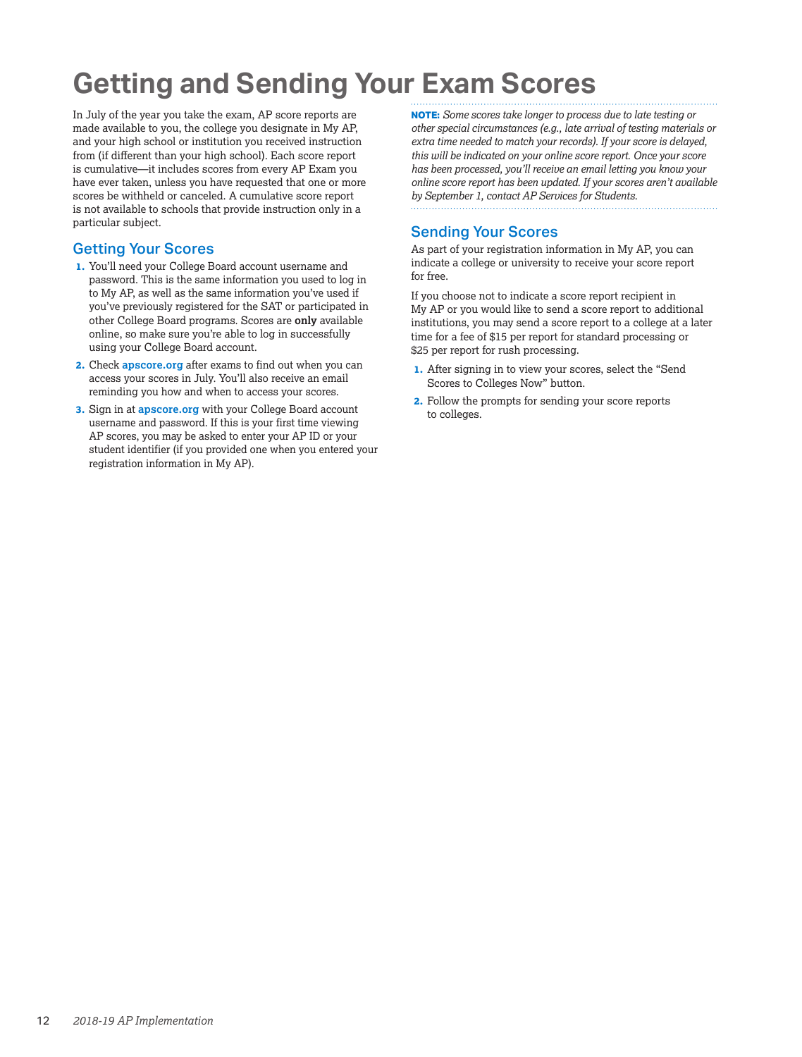# Getting and Sending Your Exam Scores

In July of the year you take the exam, AP score reports are made available to you, the college you designate in My AP, and your high school or institution you received instruction from (if different than your high school). Each score report is cumulative—it includes scores from every AP Exam you have ever taken, unless you have requested that one or more scores be withheld or canceled. A cumulative score report is not available to schools that provide instruction only in a particular subject.

## Getting Your Scores

1. You'll need your College Board account username and password. This is the same information you used to log in to My AP, as well as the same information you've used if you've previously registered for the SAT or participated in other College Board programs. Scores are **only** available online, so make sure you're able to log in successfully using your College Board account.
2. Check **apscore.org** after exams to find out when you can access your scores in July. You'll also receive an email reminding you how and when to access your scores.
3. Sign in at **apscore.org** with your College Board account username and password. If this is your first time viewing AP scores, you may be asked to enter your AP ID or your student identifier (if you provided one when you entered your registration information in My AP).

**NOTE:** *Some scores take longer to process due to late testing or other special circumstances (e.g., late arrival of testing materials or extra time needed to match your records). If your score is delayed, this will be indicated on your online score report. Once your score has been processed, you'll receive an email letting you know your online score report has been updated. If your scores aren't available by September 1, contact AP Services for Students.*

## Sending Your Scores

As part of your registration information in My AP, you can indicate a college or university to receive your score report for free.

If you choose not to indicate a score report recipient in My AP or you would like to send a score report to additional institutions, you may send a score report to a college at a later time for a fee of $15 per report for standard processing or $25 per report for rush processing.

1. After signing in to view your scores, select the "Send Scores to Colleges Now" button.
2. Follow the prompts for sending your score reports to colleges.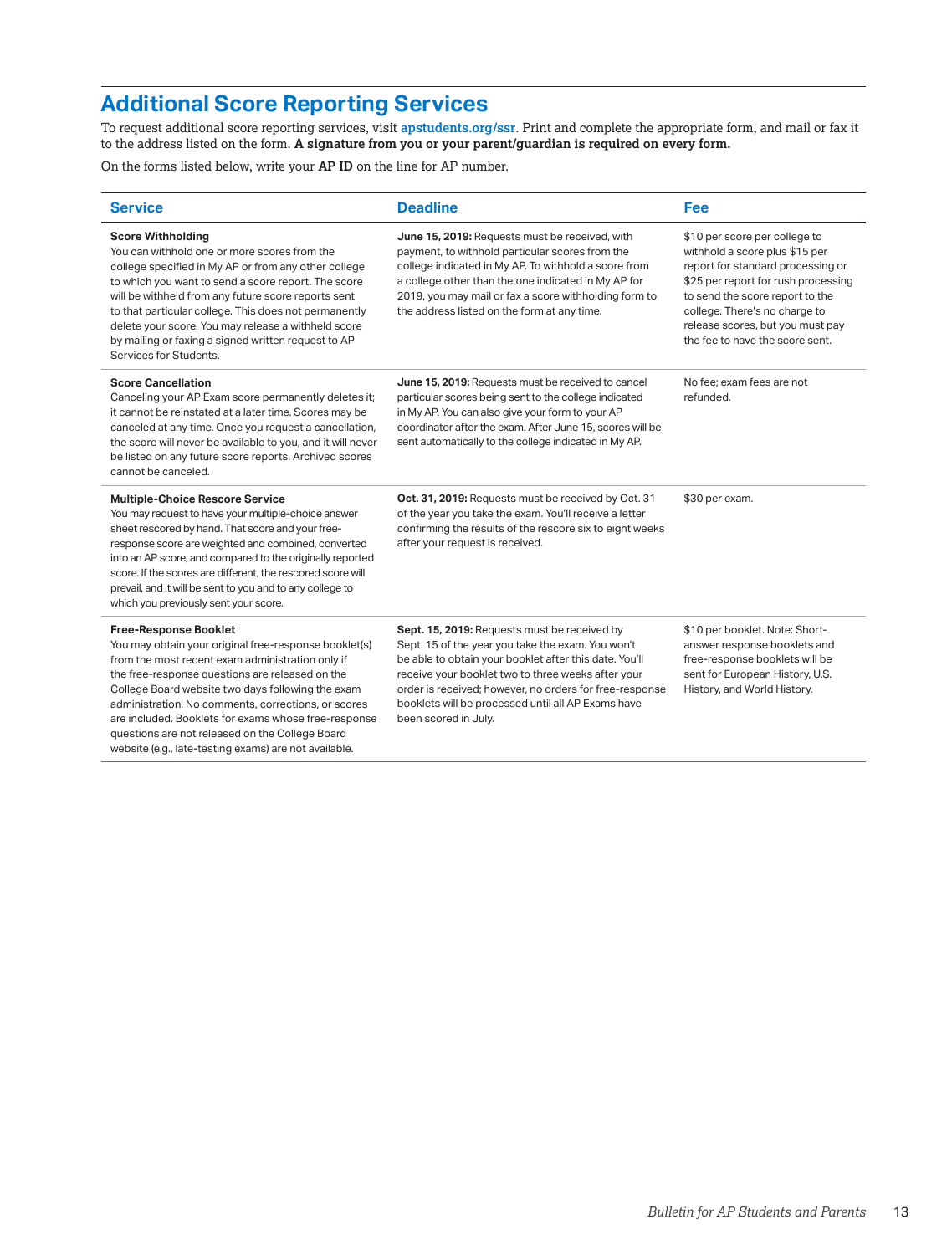## Additional Score Reporting Services

To request additional score reporting services, visit **apstudents.org/ssr**. Print and complete the appropriate form, and mail or fax it to the address listed on the form. **A signature from you or your parent/guardian is required on every form.**

On the forms listed below, write your **AP ID** on the line for AP number.

| Service | Deadline | Fee |
|---|---|---|
| **Score Withholding**<br>You can withhold one or more scores from the college specified in My AP or from any other college to which you want to send a score report. The score will be withheld from any future score reports sent to that particular college. This does not permanently delete your score. You may release a withheld score by mailing or faxing a signed written request to AP Services for Students. | **June 15, 2019:** Requests must be received, with payment, to withhold particular scores from the college indicated in My AP. To withhold a score from a college other than the one indicated in My AP for 2019, you may mail or fax a score withholding form to the address listed on the form at any time. | $10 per score per college to withhold a score plus $15 per report for standard processing or $25 per report for rush processing to send the score report to the college. There's no charge to release scores, but you must pay the fee to have the score sent. |
| **Score Cancellation**<br>Canceling your AP Exam score permanently deletes it; it cannot be reinstated at a later time. Scores may be canceled at any time. Once you request a cancellation, the score will never be available to you, and it will never be listed on any future score reports. Archived scores cannot be canceled. | **June 15, 2019:** Requests must be received to cancel particular scores being sent to the college indicated in My AP. You can also give your form to your AP coordinator after the exam. After June 15, scores will be sent automatically to the college indicated in My AP. | No fee; exam fees are not refunded. |
| **Multiple-Choice Rescore Service**<br>You may request to have your multiple-choice answer sheet rescored by hand. That score and your free-response score are weighted and combined, converted into an AP score, and compared to the originally reported score. If the scores are different, the rescored score will prevail, and it will be sent to you and to any college to which you previously sent your score. | **Oct. 31, 2019:** Requests must be received by Oct. 31 of the year you take the exam. You'll receive a letter confirming the results of the rescore six to eight weeks after your request is received. | $30 per exam. |
| **Free-Response Booklet**<br>You may obtain your original free-response booklet(s) from the most recent exam administration only if the free-response questions are released on the College Board website two days following the exam administration. No comments, corrections, or scores are included. Booklets for exams whose free-response questions are not released on the College Board website (e.g., late-testing exams) are not available. | **Sept. 15, 2019:** Requests must be received by Sept. 15 of the year you take the exam. You won't be able to obtain your booklet after this date. You'll receive your booklet two to three weeks after your order is received; however, no orders for free-response booklets will be processed until all AP Exams have been scored in July. | $10 per booklet. Note: Short-answer response booklets and free-response booklets will be sent for European History, U.S. History, and World History. |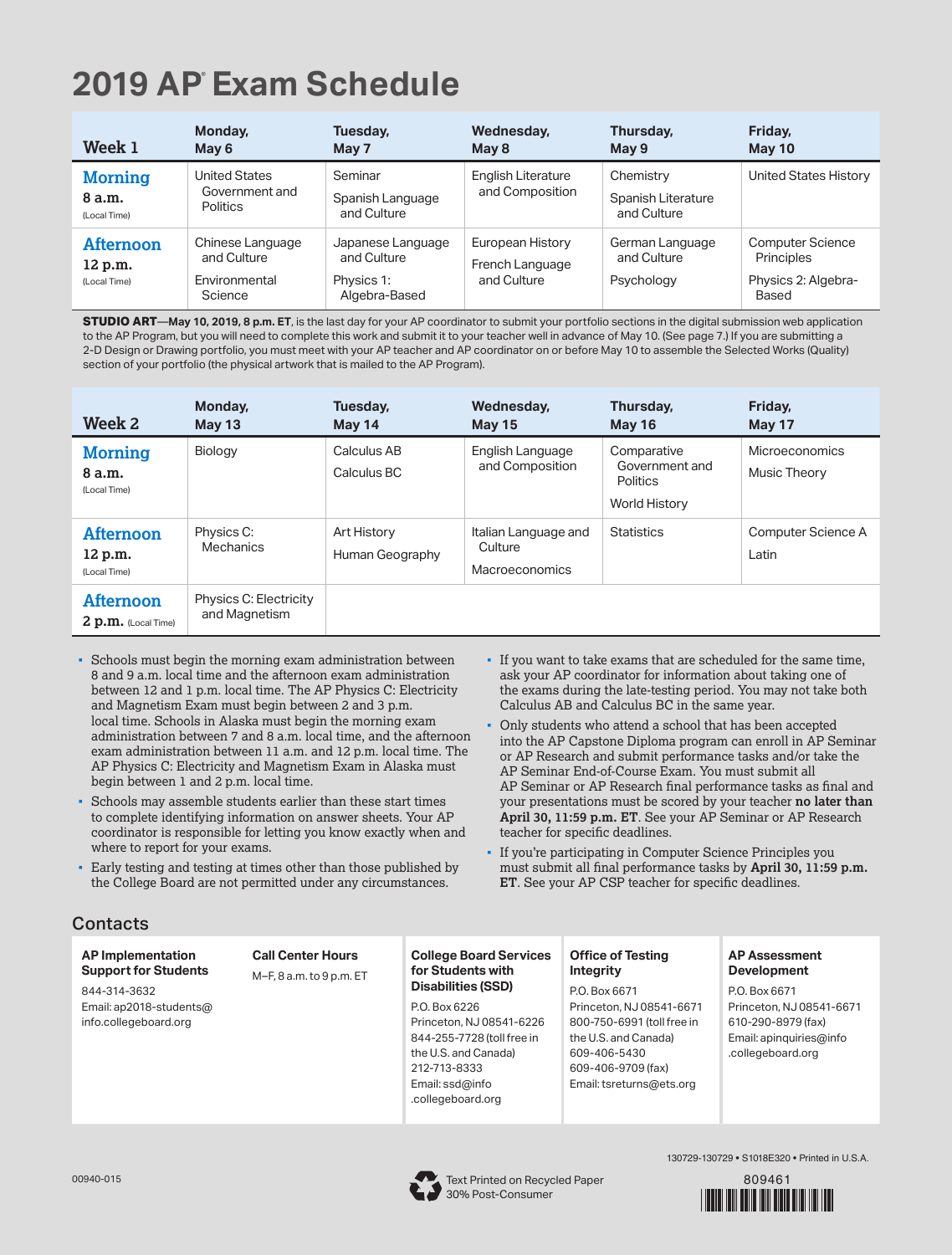# 2019 AP® Exam Schedule

| Week 1 | Monday, May 6 | Tuesday, May 7 | Wednesday, May 8 | Thursday, May 9 | Friday, May 10 |
|---|---|---|---|---|---|
| **Morning** 8 a.m. (Local Time) | United States Government and Politics | Seminar<br>Spanish Language and Culture | English Literature and Composition | Chemistry<br>Spanish Literature and Culture | United States History |
| **Afternoon** 12 p.m. (Local Time) | Chinese Language and Culture<br>Environmental Science | Japanese Language and Culture<br>Physics 1: Algebra-Based | European History<br>French Language and Culture | German Language and Culture<br>Psychology | Computer Science Principles<br>Physics 2: Algebra-Based |

**STUDIO ART—May 10, 2019, 8 p.m. ET**, is the last day for your AP coordinator to submit your portfolio sections in the digital submission web application to the AP Program, but you will need to complete this work and submit it to your teacher well in advance of May 10. (See page 7.) If you are submitting a 2-D Design or Drawing portfolio, you must meet with your AP teacher and AP coordinator on or before May 10 to assemble the Selected Works (Quality) section of your portfolio (the physical artwork that is mailed to the AP Program).

| Week 2 | Monday, May 13 | Tuesday, May 14 | Wednesday, May 15 | Thursday, May 16 | Friday, May 17 |
|---|---|---|---|---|---|
| **Morning** 8 a.m. (Local Time) | Biology | Calculus AB<br>Calculus BC | English Language and Composition | Comparative Government and Politics<br>World History | Microeconomics<br>Music Theory |
| **Afternoon** 12 p.m. (Local Time) | Physics C: Mechanics | Art History<br>Human Geography | Italian Language and Culture<br>Macroeconomics | Statistics | Computer Science A<br>Latin |
| **Afternoon** 2 p.m. (Local Time) | Physics C: Electricity and Magnetism | | | | |

- Schools must begin the morning exam administration between 8 and 9 a.m. local time and the afternoon exam administration between 12 and 1 p.m. local time. The AP Physics C: Electricity and Magnetism Exam must begin between 2 and 3 p.m. local time. Schools in Alaska must begin the morning exam administration between 7 and 8 a.m. local time, and the afternoon exam administration between 11 a.m. and 12 p.m. local time. The AP Physics C: Electricity and Magnetism Exam in Alaska must begin between 1 and 2 p.m. local time.
- Schools may assemble students earlier than these start times to complete identifying information on answer sheets. Your AP coordinator is responsible for letting you know exactly when and where to report for your exams.
- Early testing and testing at times other than those published by the College Board are not permitted under any circumstances.
- If you want to take exams that are scheduled for the same time, ask your AP coordinator for information about taking one of the exams during the late-testing period. You may not take both Calculus AB and Calculus BC in the same year.
- Only students who attend a school that has been accepted into the AP Capstone Diploma program can enroll in AP Seminar or AP Research and submit performance tasks and/or take the AP Seminar End-of-Course Exam. You must submit all AP Seminar or AP Research final performance tasks as final and your presentations must be scored by your teacher **no later than April 30, 11:59 p.m. ET**. See your AP Seminar or AP Research teacher for specific deadlines.
- If you're participating in Computer Science Principles you must submit all final performance tasks by **April 30, 11:59 p.m. ET**. See your AP CSP teacher for specific deadlines.

## Contacts

**AP Implementation Support for Students**
844-314-3632
Email: ap2018-students@info.collegeboard.org

**Call Center Hours**
M–F, 8 a.m. to 9 p.m. ET

**College Board Services for Students with Disabilities (SSD)**
P.O. Box 6226
Princeton, NJ 08541-6226
844-255-7728 (toll free in the U.S. and Canada)
212-713-8333
Email: ssd@info.collegeboard.org

**Office of Testing Integrity**
P.O. Box 6671
Princeton, NJ 08541-6671
800-750-6991 (toll free in the U.S. and Canada)
609-406-5430
609-406-9709 (fax)
Email: tsreturns@ets.org

**AP Assessment Development**
P.O. Box 6671
Princeton, NJ 08541-6671
610-290-8979 (fax)
Email: apinquiries@info.collegeboard.org

00940-015

Text Printed on Recycled Paper
30% Post-Consumer

130729-130729 • S1018E320 • Printed in U.S.A.

809461